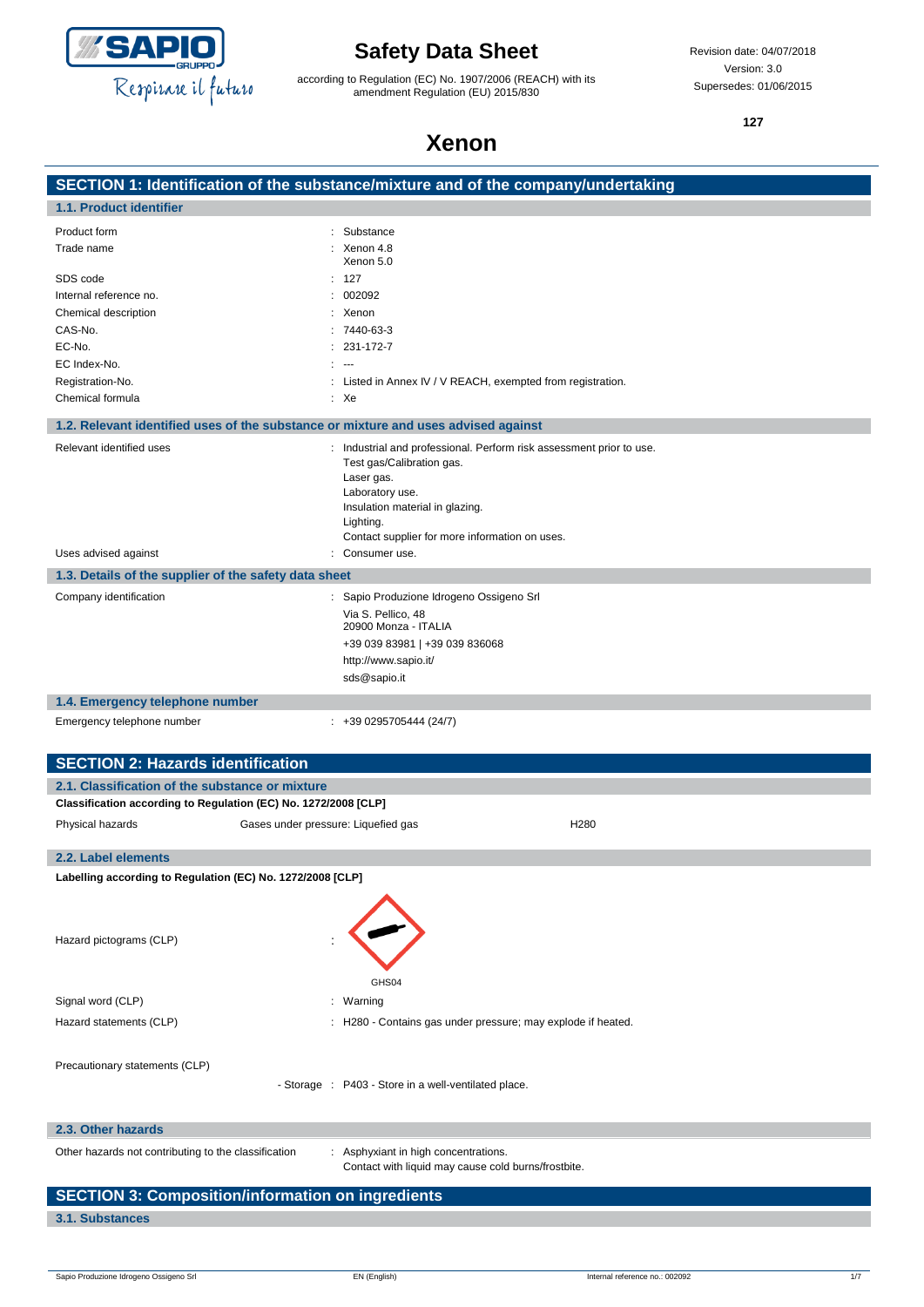# Safety Data Sheet

according to Regulation (EC) No. 1907/2006 (REACH) with its amendment Regulation (EU) 2015/830

Revision date: 04/07/2018
Version: 3.0
Supersedes: 01/06/2015

127

# Xenon

## SECTION 1: Identification of the substance/mixture and of the company/undertaking

### 1.1. Product identifier

| | |
|---|---|
| Product form | : Substance |
| Trade name | : Xenon 4.8<br>Xenon 5.0 |
| SDS code | : 127 |
| Internal reference no. | : 002092 |
| Chemical description | : Xenon |
| CAS-No. | : 7440-63-3 |
| EC-No. | : 231-172-7 |
| EC Index-No. | : --- |
| Registration-No. | : Listed in Annex IV / V REACH, exempted from registration. |
| Chemical formula | : Xe |

### 1.2. Relevant identified uses of the substance or mixture and uses advised against

| | |
|---|---|
| Relevant identified uses | : Industrial and professional. Perform risk assessment prior to use.<br>Test gas/Calibration gas.<br>Laser gas.<br>Laboratory use.<br>Insulation material in glazing.<br>Lighting.<br>Contact supplier for more information on uses. |
| Uses advised against | : Consumer use. |

### 1.3. Details of the supplier of the safety data sheet

| | |
|---|---|
| Company identification | : Sapio Produzione Idrogeno Ossigeno Srl<br>Via S. Pellico, 48<br>20900 Monza - ITALIA<br>+39 039 83981 \| +39 039 836068<br>http://www.sapio.it/<br>sds@sapio.it |

### 1.4. Emergency telephone number

| | |
|---|---|
| Emergency telephone number | : +39 0295705444 (24/7) |

## SECTION 2: Hazards identification

### 2.1. Classification of the substance or mixture

**Classification according to Regulation (EC) No. 1272/2008 [CLP]**

| | | |
|---|---|---|
| Physical hazards | Gases under pressure: Liquefied gas | H280 |

### 2.2. Label elements

**Labelling according to Regulation (EC) No. 1272/2008 [CLP]**

| | |
|---|---|
| Hazard pictograms (CLP) | : GHS04 |
| Signal word (CLP) | : Warning |
| Hazard statements (CLP) | : H280 - Contains gas under pressure; may explode if heated. |
| Precautionary statements (CLP) | |
| - Storage | : P403 - Store in a well-ventilated place. |

### 2.3. Other hazards

| | |
|---|---|
| Other hazards not contributing to the classification | : Asphyxiant in high concentrations.<br>Contact with liquid may cause cold burns/frostbite. |

## SECTION 3: Composition/information on ingredients

### 3.1. Substances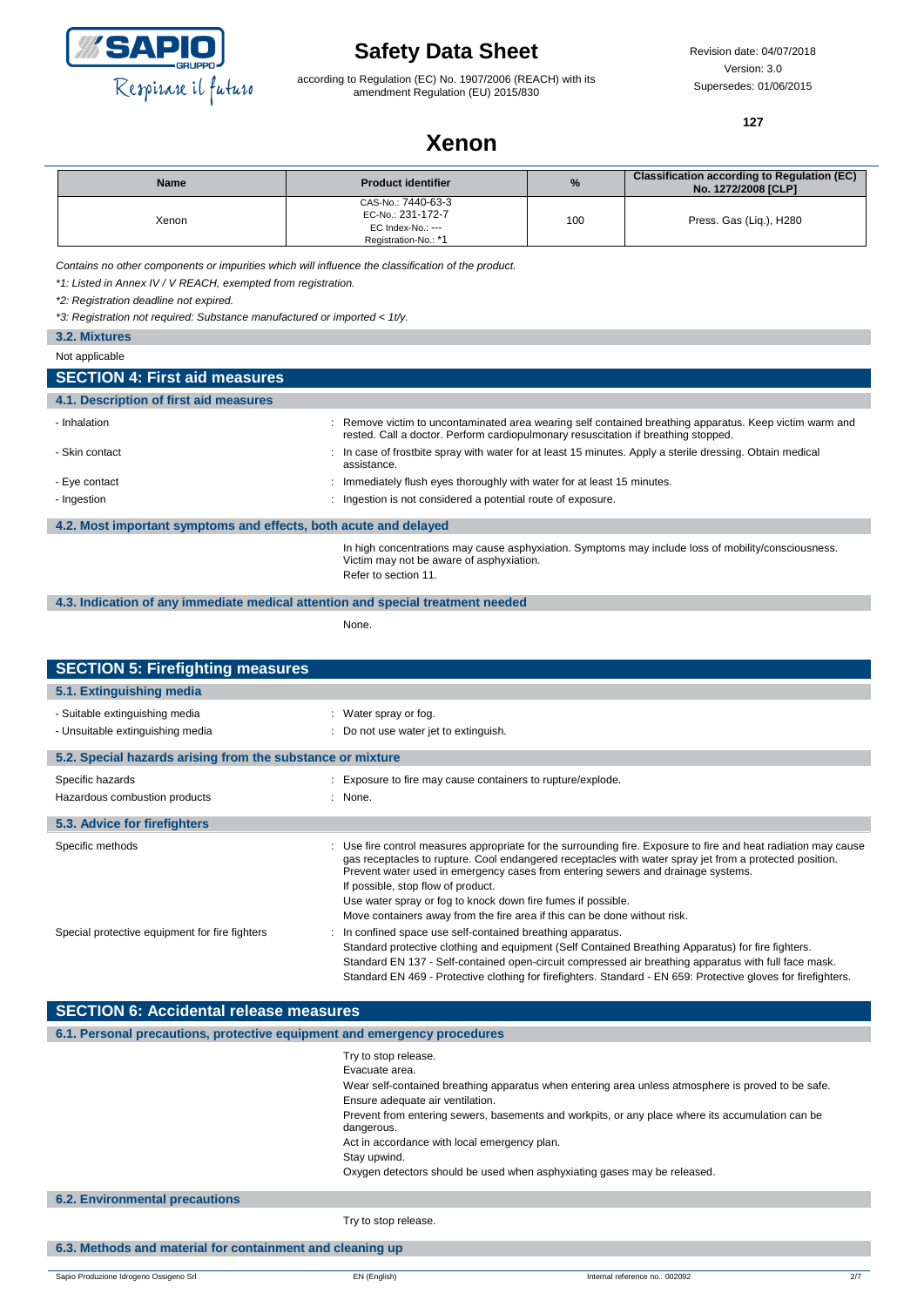| Name | Product identifier | % | Classification according to Regulation (EC) No. 1272/2008 [CLP] |
|---|---|---|---|
| Xenon | CAS-No.: 7440-63-3<br>EC-No.: 231-172-7<br>EC Index-No.: ---<br>Registration-No.: *1 | 100 | Press. Gas (Liq.), H280 |

*Contains no other components or impurities which will influence the classification of the product.*

*\*1: Listed in Annex IV / V REACH, exempted from registration.*

*\*2: Registration deadline not expired.*

*\*3: Registration not required: Substance manufactured or imported < 1t/y.*

### 3.2. Mixtures

Not applicable

## SECTION 4: First aid measures

### 4.1. Description of first aid measures

- Inhalation : Remove victim to uncontaminated area wearing self contained breathing apparatus. Keep victim warm and rested. Call a doctor. Perform cardiopulmonary resuscitation if breathing stopped.
- Skin contact : In case of frostbite spray with water for at least 15 minutes. Apply a sterile dressing. Obtain medical assistance.
- Eye contact : Immediately flush eyes thoroughly with water for at least 15 minutes.
- Ingestion : Ingestion is not considered a potential route of exposure.

### 4.2. Most important symptoms and effects, both acute and delayed

In high concentrations may cause asphyxiation. Symptoms may include loss of mobility/consciousness. Victim may not be aware of asphyxiation.

Refer to section 11.

### 4.3. Indication of any immediate medical attention and special treatment needed

None.

## SECTION 5: Firefighting measures

### 5.1. Extinguishing media

- Suitable extinguishing media : Water spray or fog.
- Unsuitable extinguishing media : Do not use water jet to extinguish.

### 5.2. Special hazards arising from the substance or mixture

Specific hazards : Exposure to fire may cause containers to rupture/explode.

Hazardous combustion products : None.

### 5.3. Advice for firefighters

Specific methods : Use fire control measures appropriate for the surrounding fire. Exposure to fire and heat radiation may cause gas receptacles to rupture. Cool endangered receptacles with water spray jet from a protected position. Prevent water used in emergency cases from entering sewers and drainage systems.
If possible, stop flow of product.
Use water spray or fog to knock down fire fumes if possible.
Move containers away from the fire area if this can be done without risk.

Special protective equipment for fire fighters : In confined space use self-contained breathing apparatus.
Standard protective clothing and equipment (Self Contained Breathing Apparatus) for fire fighters.
Standard EN 137 - Self-contained open-circuit compressed air breathing apparatus with full face mask.
Standard EN 469 - Protective clothing for firefighters. Standard - EN 659: Protective gloves for firefighters.

## SECTION 6: Accidental release measures

### 6.1. Personal precautions, protective equipment and emergency procedures

Try to stop release.
Evacuate area.
Wear self-contained breathing apparatus when entering area unless atmosphere is proved to be safe.
Ensure adequate air ventilation.
Prevent from entering sewers, basements and workpits, or any place where its accumulation can be dangerous.
Act in accordance with local emergency plan.
Stay upwind.
Oxygen detectors should be used when asphyxiating gases may be released.

### 6.2. Environmental precautions

Try to stop release.

### 6.3. Methods and material for containment and cleaning up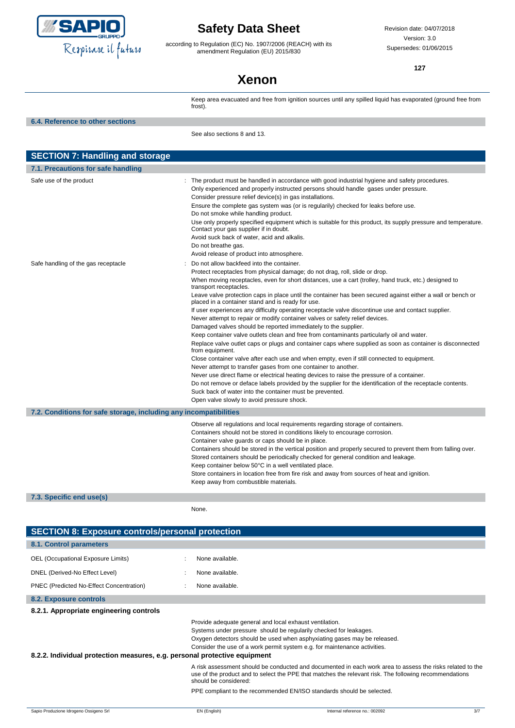Keep area evacuated and free from ignition sources until any spilled liquid has evaporated (ground free from frost).

### 6.4. Reference to other sections

See also sections 8 and 13.

## SECTION 7: Handling and storage

### 7.1. Precautions for safe handling

Safe use of the product : The product must be handled in accordance with good industrial hygiene and safety procedures.
Only experienced and properly instructed persons should handle gases under pressure.
Consider pressure relief device(s) in gas installations.
Ensure the complete gas system was (or is regularily) checked for leaks before use.
Do not smoke while handling product.
Use only properly specified equipment which is suitable for this product, its supply pressure and temperature. Contact your gas supplier if in doubt.
Avoid suck back of water, acid and alkalis.
Do not breathe gas.
Avoid release of product into atmosphere.

Safe handling of the gas receptacle : Do not allow backfeed into the container.
Protect receptacles from physical damage; do not drag, roll, slide or drop.
When moving receptacles, even for short distances, use a cart (trolley, hand truck, etc.) designed to transport receptacles.
Leave valve protection caps in place until the container has been secured against either a wall or bench or placed in a container stand and is ready for use.
If user experiences any difficulty operating receptacle valve discontinue use and contact supplier.
Never attempt to repair or modify container valves or safety relief devices.
Damaged valves should be reported immediately to the supplier.
Keep container valve outlets clean and free from contaminants particularly oil and water.
Replace valve outlet caps or plugs and container caps where supplied as soon as container is disconnected from equipment.
Close container valve after each use and when empty, even if still connected to equipment.
Never attempt to transfer gases from one container to another.
Never use direct flame or electrical heating devices to raise the pressure of a container.
Do not remove or deface labels provided by the supplier for the identification of the receptacle contents.
Suck back of water into the container must be prevented.
Open valve slowly to avoid pressure shock.

### 7.2. Conditions for safe storage, including any incompatibilities

Observe all regulations and local requirements regarding storage of containers.
Containers should not be stored in conditions likely to encourage corrosion.
Container valve guards or caps should be in place.
Containers should be stored in the vertical position and properly secured to prevent them from falling over.
Stored containers should be periodically checked for general condition and leakage.
Keep container below 50°C in a well ventilated place.
Store containers in location free from fire risk and away from sources of heat and ignition.
Keep away from combustible materials.

### 7.3. Specific end use(s)

None.

## SECTION 8: Exposure controls/personal protection

### 8.1. Control parameters

OEL (Occupational Exposure Limits) : None available.

DNEL (Derived-No Effect Level) : None available.

PNEC (Predicted No-Effect Concentration) : None available.

### 8.2. Exposure controls

#### 8.2.1. Appropriate engineering controls

Provide adequate general and local exhaust ventilation.
Systems under pressure should be regularily checked for leakages.
Oxygen detectors should be used when asphyxiating gases may be released.
Consider the use of a work permit system e.g. for maintenance activities.

#### 8.2.2. Individual protection measures, e.g. personal protective equipment

A risk assessment should be conducted and documented in each work area to assess the risks related to the use of the product and to select the PPE that matches the relevant risk. The following recommendations should be considered:

PPE compliant to the recommended EN/ISO standards should be selected.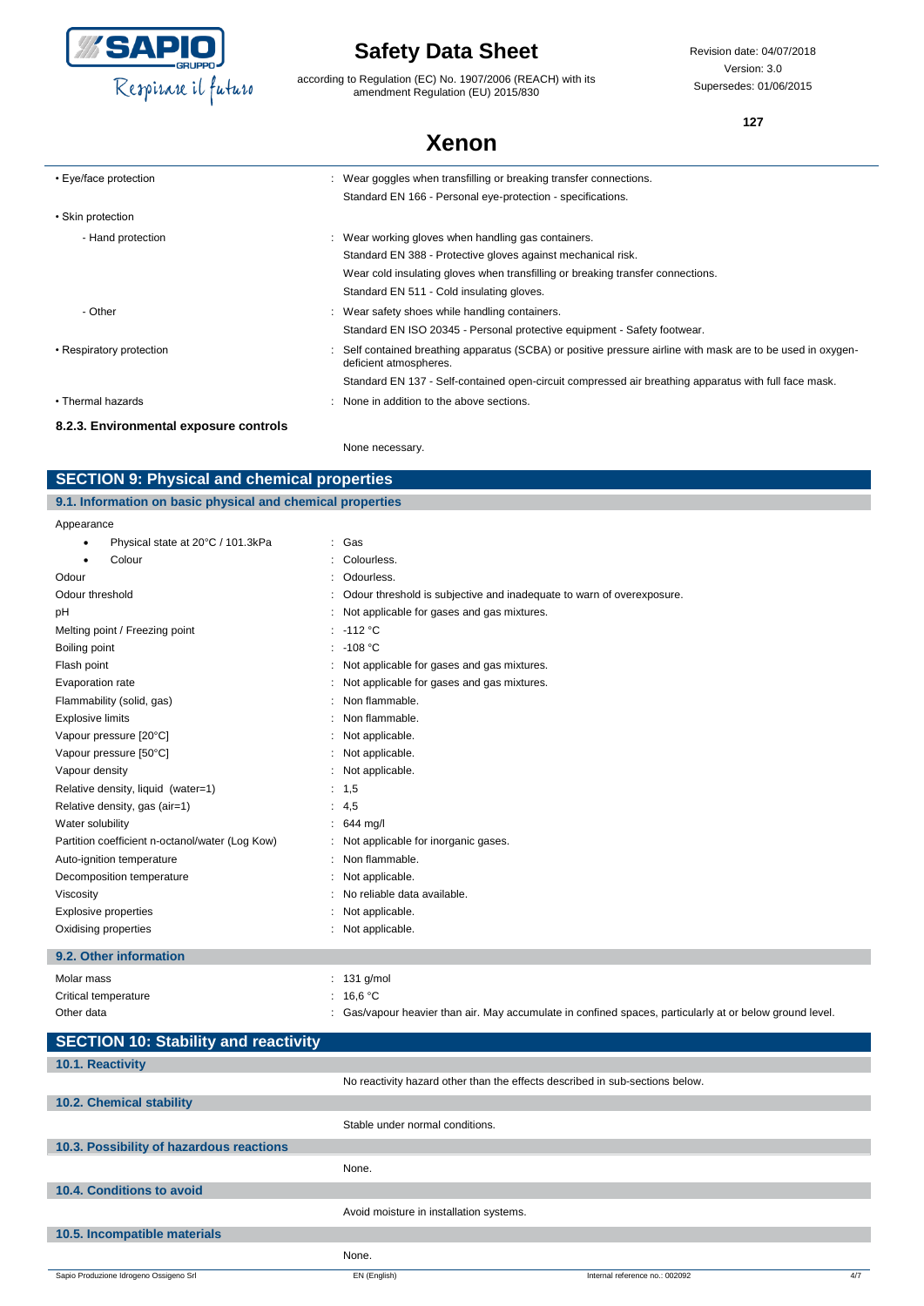| | |
|---|---|
| • Eye/face protection | : Wear goggles when transfilling or breaking transfer connections. |
| | Standard EN 166 - Personal eye-protection - specifications. |
| • Skin protection | |
| - Hand protection | : Wear working gloves when handling gas containers. |
| | Standard EN 388 - Protective gloves against mechanical risk. |
| | Wear cold insulating gloves when transfilling or breaking transfer connections. |
| | Standard EN 511 - Cold insulating gloves. |
| - Other | : Wear safety shoes while handling containers. |
| | Standard EN ISO 20345 - Personal protective equipment - Safety footwear. |
| • Respiratory protection | : Self contained breathing apparatus (SCBA) or positive pressure airline with mask are to be used in oxygen-deficient atmospheres. |
| | Standard EN 137 - Self-contained open-circuit compressed air breathing apparatus with full face mask. |
| • Thermal hazards | : None in addition to the above sections. |

**8.2.3. Environmental exposure controls**

None necessary.

## SECTION 9: Physical and chemical properties

### 9.1. Information on basic physical and chemical properties

| | |
|---|---|
| Appearance | |
| • Physical state at 20°C / 101.3kPa | : Gas |
| • Colour | : Colourless. |
| Odour | : Odourless. |
| Odour threshold | : Odour threshold is subjective and inadequate to warn of overexposure. |
| pH | : Not applicable for gases and gas mixtures. |
| Melting point / Freezing point | : -112 °C |
| Boiling point | : -108 °C |
| Flash point | : Not applicable for gases and gas mixtures. |
| Evaporation rate | : Not applicable for gases and gas mixtures. |
| Flammability (solid, gas) | : Non flammable. |
| Explosive limits | : Non flammable. |
| Vapour pressure [20°C] | : Not applicable. |
| Vapour pressure [50°C] | : Not applicable. |
| Vapour density | : Not applicable. |
| Relative density, liquid (water=1) | : 1,5 |
| Relative density, gas (air=1) | : 4,5 |
| Water solubility | : 644 mg/l |
| Partition coefficient n-octanol/water (Log Kow) | : Not applicable for inorganic gases. |
| Auto-ignition temperature | : Non flammable. |
| Decomposition temperature | : Not applicable. |
| Viscosity | : No reliable data available. |
| Explosive properties | : Not applicable. |
| Oxidising properties | : Not applicable. |

### 9.2. Other information

| | |
|---|---|
| Molar mass | : 131 g/mol |
| Critical temperature | : 16,6 °C |
| Other data | : Gas/vapour heavier than air. May accumulate in confined spaces, particularly at or below ground level. |

## SECTION 10: Stability and reactivity

### 10.1. Reactivity

No reactivity hazard other than the effects described in sub-sections below.

### 10.2. Chemical stability

Stable under normal conditions.

### 10.3. Possibility of hazardous reactions

None.

### 10.4. Conditions to avoid

Avoid moisture in installation systems.

### 10.5. Incompatible materials

None.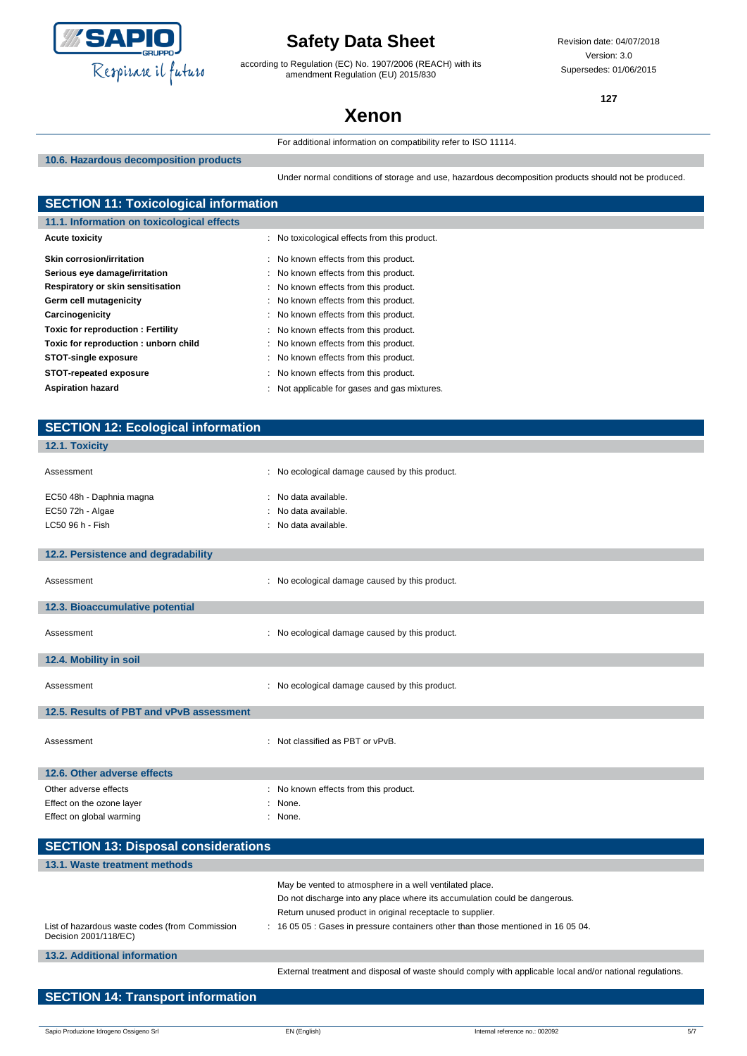For additional information on compatibility refer to ISO 11114.

### 10.6. Hazardous decomposition products

Under normal conditions of storage and use, hazardous decomposition products should not be produced.

## SECTION 11: Toxicological information

### 11.1. Information on toxicological effects

| | |
|---|---|
| **Acute toxicity** | : No toxicological effects from this product. |
| **Skin corrosion/irritation** | : No known effects from this product. |
| **Serious eye damage/irritation** | : No known effects from this product. |
| **Respiratory or skin sensitisation** | : No known effects from this product. |
| **Germ cell mutagenicity** | : No known effects from this product. |
| **Carcinogenicity** | : No known effects from this product. |
| **Toxic for reproduction : Fertility** | : No known effects from this product. |
| **Toxic for reproduction : unborn child** | : No known effects from this product. |
| **STOT-single exposure** | : No known effects from this product. |
| **STOT-repeated exposure** | : No known effects from this product. |
| **Aspiration hazard** | : Not applicable for gases and gas mixtures. |

## SECTION 12: Ecological information

### 12.1. Toxicity

| | |
|---|---|
| Assessment | : No ecological damage caused by this product. |
| EC50 48h - Daphnia magna | : No data available. |
| EC50 72h - Algae | : No data available. |
| LC50 96 h - Fish | : No data available. |

### 12.2. Persistence and degradability

| | |
|---|---|
| Assessment | : No ecological damage caused by this product. |

### 12.3. Bioaccumulative potential

| | |
|---|---|
| Assessment | : No ecological damage caused by this product. |

### 12.4. Mobility in soil

| | |
|---|---|
| Assessment | : No ecological damage caused by this product. |

### 12.5. Results of PBT and vPvB assessment

| | |
|---|---|
| Assessment | : Not classified as PBT or vPvB. |

### 12.6. Other adverse effects

| | |
|---|---|
| Other adverse effects | : No known effects from this product. |
| Effect on the ozone layer | : None. |
| Effect on global warming | : None. |

## SECTION 13: Disposal considerations

### 13.1. Waste treatment methods

May be vented to atmosphere in a well ventilated place.
Do not discharge into any place where its accumulation could be dangerous.
Return unused product in original receptacle to supplier.

| | |
|---|---|
| List of hazardous waste codes (from Commission Decision 2001/118/EC) | : 16 05 05 : Gases in pressure containers other than those mentioned in 16 05 04. |

### 13.2. Additional information

External treatment and disposal of waste should comply with applicable local and/or national regulations.

## SECTION 14: Transport information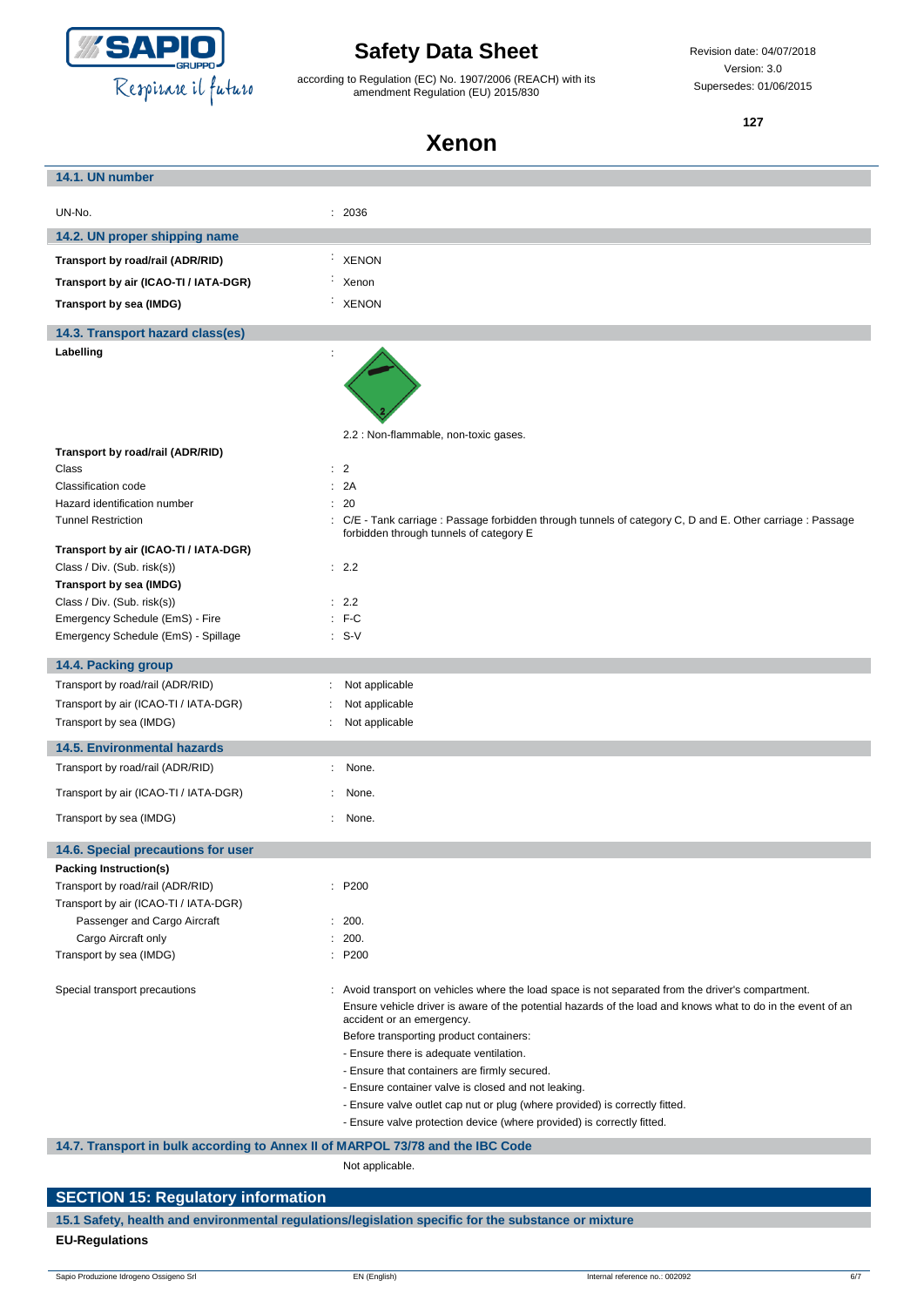### 14.1. UN number

| | |
|---|---|
| UN-No. | : 2036 |

### 14.2. UN proper shipping name

| | |
|---|---|
| **Transport by road/rail (ADR/RID)** | : XENON |
| **Transport by air (ICAO-TI / IATA-DGR)** | : Xenon |
| **Transport by sea (IMDG)** | : XENON |

### 14.3. Transport hazard class(es)

**Labelling** :

2.2 : Non-flammable, non-toxic gases.

| | |
|---|---|
| **Transport by road/rail (ADR/RID)** | |
| Class | : 2 |
| Classification code | : 2A |
| Hazard identification number | : 20 |
| Tunnel Restriction | : C/E - Tank carriage : Passage forbidden through tunnels of category C, D and E. Other carriage : Passage forbidden through tunnels of category E |
| **Transport by air (ICAO-TI / IATA-DGR)** | |
| Class / Div. (Sub. risk(s)) | : 2.2 |
| **Transport by sea (IMDG)** | |
| Class / Div. (Sub. risk(s)) | : 2.2 |
| Emergency Schedule (EmS) - Fire | : F-C |
| Emergency Schedule (EmS) - Spillage | : S-V |

### 14.4. Packing group

| | |
|---|---|
| Transport by road/rail (ADR/RID) | : Not applicable |
| Transport by air (ICAO-TI / IATA-DGR) | : Not applicable |
| Transport by sea (IMDG) | : Not applicable |

### 14.5. Environmental hazards

| | |
|---|---|
| Transport by road/rail (ADR/RID) | : None. |
| Transport by air (ICAO-TI / IATA-DGR) | : None. |
| Transport by sea (IMDG) | : None. |

### 14.6. Special precautions for user

| | |
|---|---|
| **Packing Instruction(s)** | |
| Transport by road/rail (ADR/RID) | : P200 |
| Transport by air (ICAO-TI / IATA-DGR) | |
| Passenger and Cargo Aircraft | : 200. |
| Cargo Aircraft only | : 200. |
| Transport by sea (IMDG) | : P200 |

Special transport precautions : Avoid transport on vehicles where the load space is not separated from the driver's compartment.

Ensure vehicle driver is aware of the potential hazards of the load and knows what to do in the event of an accident or an emergency.

Before transporting product containers:

- Ensure there is adequate ventilation.
- Ensure that containers are firmly secured.
- Ensure container valve is closed and not leaking.
- Ensure valve outlet cap nut or plug (where provided) is correctly fitted.
- Ensure valve protection device (where provided) is correctly fitted.

### 14.7. Transport in bulk according to Annex II of MARPOL 73/78 and the IBC Code

Not applicable.

## SECTION 15: Regulatory information

### 15.1 Safety, health and environmental regulations/legislation specific for the substance or mixture

**EU-Regulations**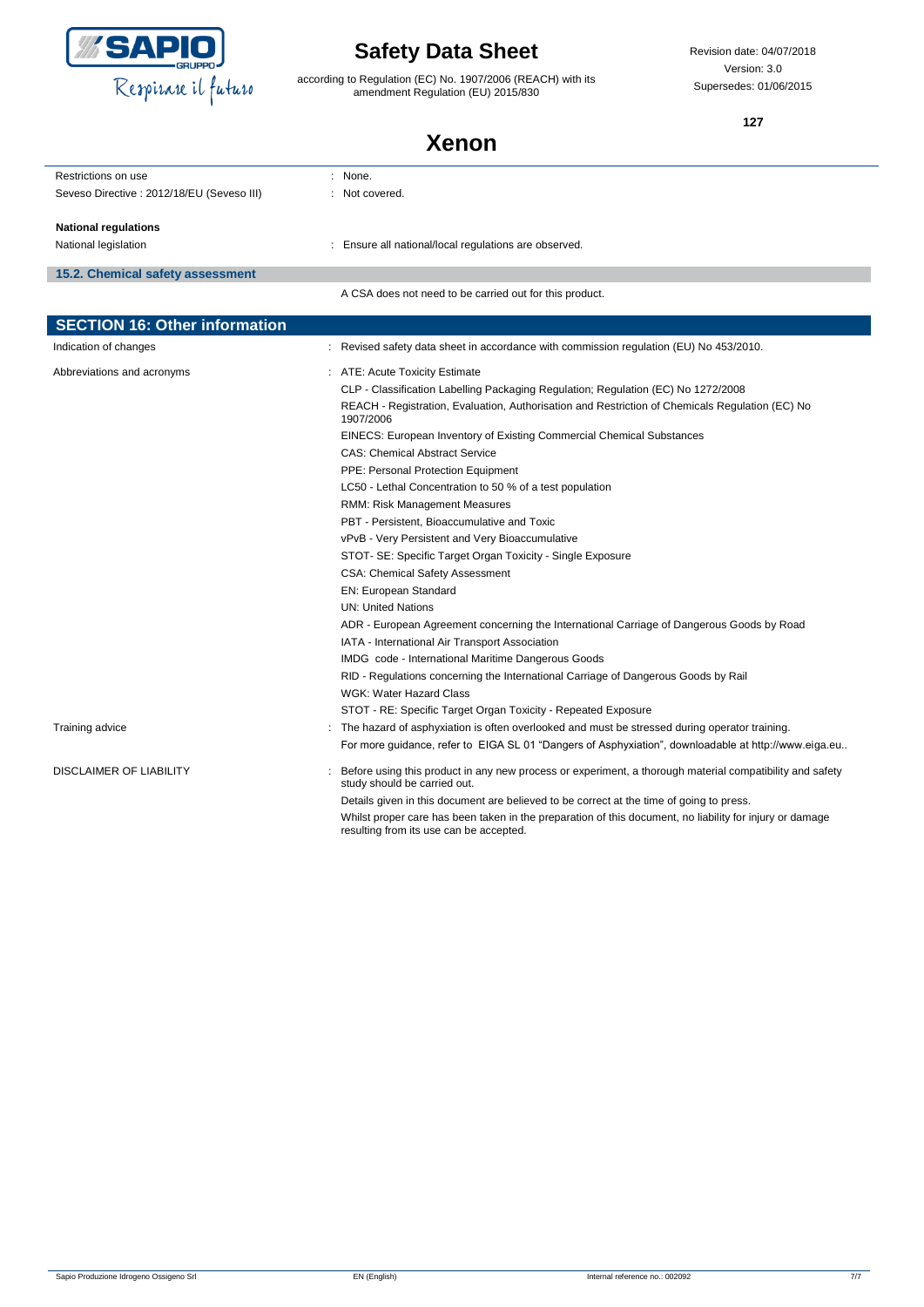| | |
|---|---|
| Restrictions on use | : None. |
| Seveso Directive : 2012/18/EU (Seveso III) | : Not covered. |

**National regulations**

| | |
|---|---|
| National legislation | : Ensure all national/local regulations are observed. |

### 15.2. Chemical safety assessment

A CSA does not need to be carried out for this product.

## SECTION 16: Other information

| | |
|---|---|
| Indication of changes | : Revised safety data sheet in accordance with commission regulation (EU) No 453/2010. |
| Abbreviations and acronyms | : ATE: Acute Toxicity Estimate<br>CLP - Classification Labelling Packaging Regulation; Regulation (EC) No 1272/2008<br>REACH - Registration, Evaluation, Authorisation and Restriction of Chemicals Regulation (EC) No 1907/2006<br>EINECS: European Inventory of Existing Commercial Chemical Substances<br>CAS: Chemical Abstract Service<br>PPE: Personal Protection Equipment<br>LC50 - Lethal Concentration to 50 % of a test population<br>RMM: Risk Management Measures<br>PBT - Persistent, Bioaccumulative and Toxic<br>vPvB - Very Persistent and Very Bioaccumulative<br>STOT- SE: Specific Target Organ Toxicity - Single Exposure<br>CSA: Chemical Safety Assessment<br>EN: European Standard<br>UN: United Nations<br>ADR - European Agreement concerning the International Carriage of Dangerous Goods by Road<br>IATA - International Air Transport Association<br>IMDG code - International Maritime Dangerous Goods<br>RID - Regulations concerning the International Carriage of Dangerous Goods by Rail<br>WGK: Water Hazard Class<br>STOT - RE: Specific Target Organ Toxicity - Repeated Exposure |
| Training advice | : The hazard of asphyxiation is often overlooked and must be stressed during operator training.<br>For more guidance, refer to EIGA SL 01 "Dangers of Asphyxiation", downloadable at http://www.eiga.eu.. |
| DISCLAIMER OF LIABILITY | : Before using this product in any new process or experiment, a thorough material compatibility and safety study should be carried out.<br>Details given in this document are believed to be correct at the time of going to press.<br>Whilst proper care has been taken in the preparation of this document, no liability for injury or damage resulting from its use can be accepted. |